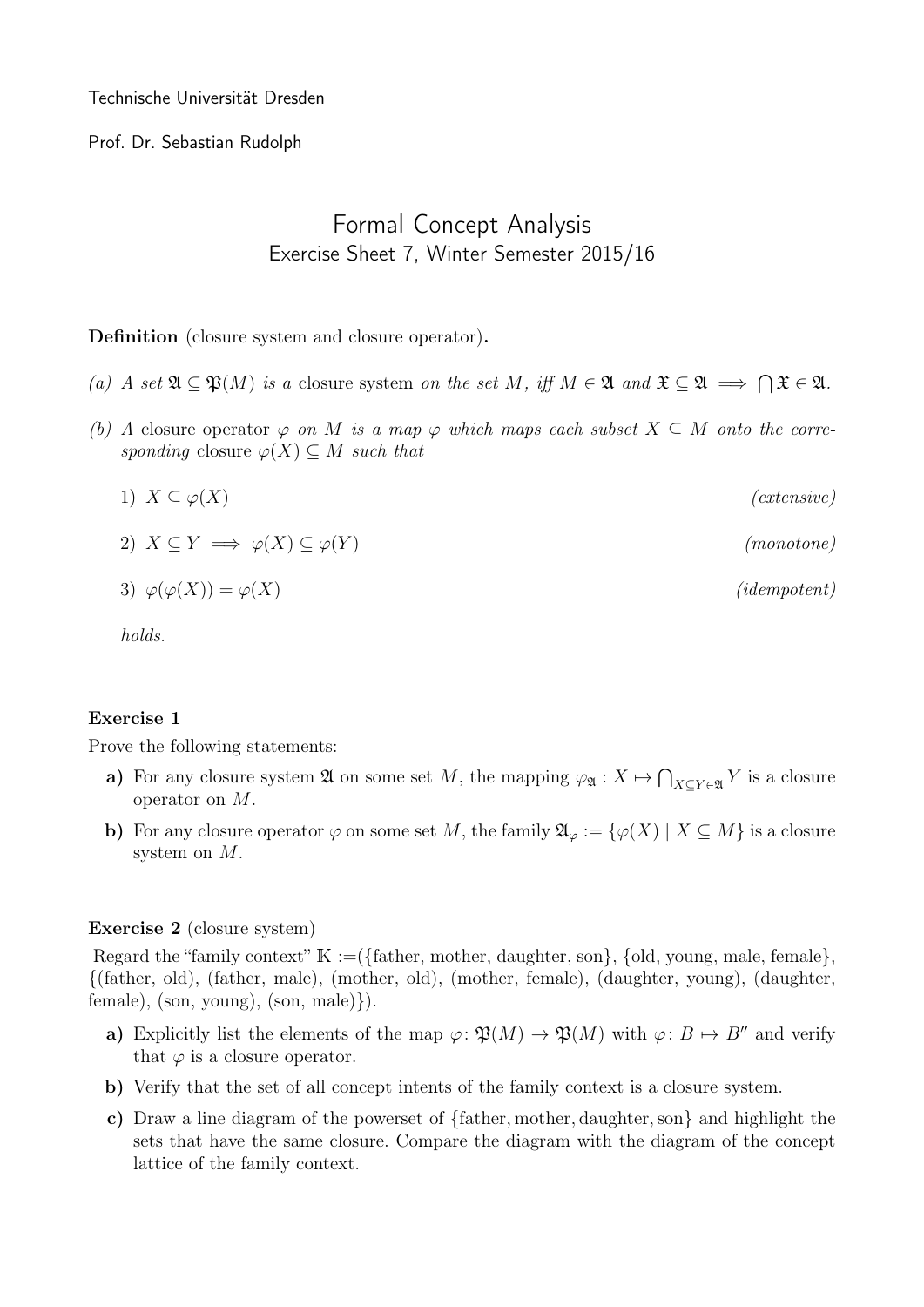Technische Universität Dresden

Prof. Dr. Sebastian Rudolph

# Formal Concept Analysis

## Exercise Sheet 7, Winter Semester 2015/16

**Definition** (closure system and closure operator)**.**

*(a) A set* $\mathfrak{A} \subseteq \mathfrak{P}(M)$ *is a* closure system *on the set* $M$*, iff* $M \in \mathfrak{A}$ *and* $\mathfrak{X} \subseteq \mathfrak{A} \implies \bigcap \mathfrak{X} \in \mathfrak{A}$*.*

*(b) A* closure operator $\varphi$ *on* $M$ *is a map* $\varphi$ *which maps each subset* $X \subseteq M$ *onto the corresponding* closure $\varphi(X) \subseteq M$ *such that*

1) $X \subseteq \varphi(X)$ *(extensive)*

2) $X \subseteq Y \implies \varphi(X) \subseteq \varphi(Y)$ *(monotone)*

3) $\varphi(\varphi(X)) = \varphi(X)$ *(idempotent)*

*holds.*

### Exercise 1

Prove the following statements:

**a)** For any closure system $\mathfrak{A}$ on some set $M$, the mapping $\varphi_{\mathfrak{A}} : X \mapsto \bigcap_{X \subseteq Y \in \mathfrak{A}} Y$ is a closure operator on $M$.

**b)** For any closure operator $\varphi$ on some set $M$, the family $\mathfrak{A}_\varphi := \{\varphi(X) \mid X \subseteq M\}$ is a closure system on $M$.

### Exercise 2 (closure system)

Regard the "family context" $\mathbb{K}$ :=({father, mother, daughter, son}, {old, young, male, female}, {(father, old), (father, male), (mother, old), (mother, female), (daughter, young), (daughter, female), (son, young), (son, male)}).

**a)** Explicitly list the elements of the map $\varphi\colon \mathfrak{P}(M) \to \mathfrak{P}(M)$ with $\varphi\colon B \mapsto B''$ and verify that $\varphi$ is a closure operator.

**b)** Verify that the set of all concept intents of the family context is a closure system.

**c)** Draw a line diagram of the powerset of {father, mother, daughter, son} and highlight the sets that have the same closure. Compare the diagram with the diagram of the concept lattice of the family context.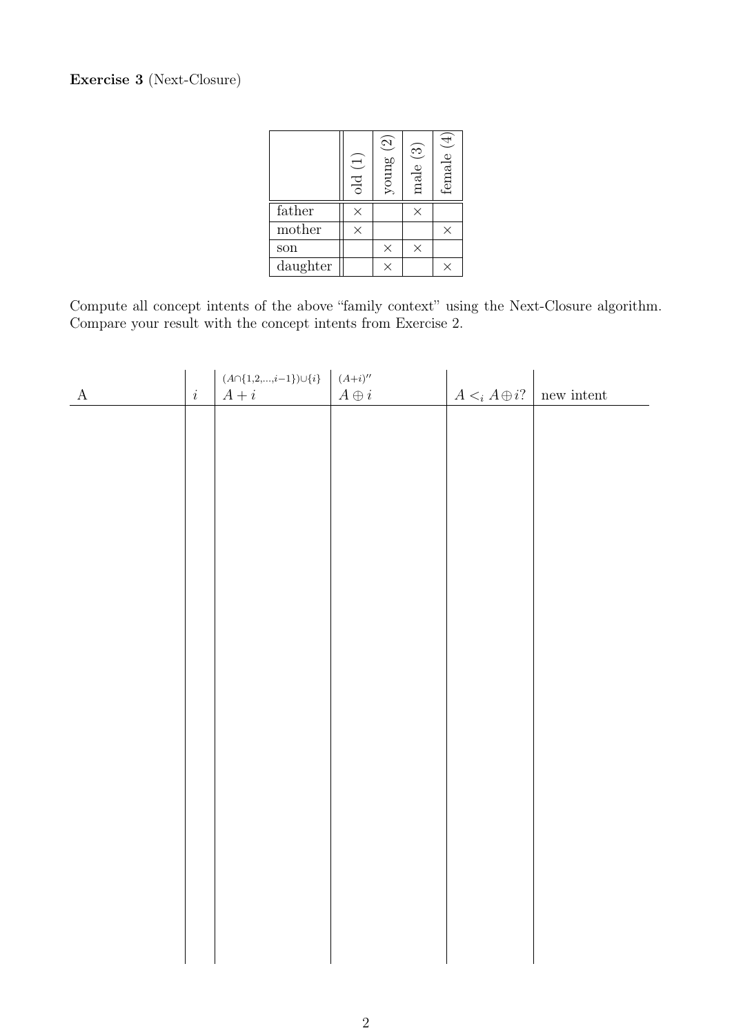**Exercise 3** (Next-Closure)

| | old (1) | young (2) | male (3) | female (4) |
|---|---|---|---|---|
| father | × | | × | |
| mother | × | | | × |
| son | | × | × | |
| daughter | | × | | × |

Compute all concept intents of the above "family context" using the Next-Closure algorithm. Compare your result with the concept intents from Exercise 2.

| A | $i$ | $(A \cap \{1,2,\ldots,i-1\}) \cup \{i\}$ $A + i$ | $(A+i)''$ $A \oplus i$ | $A <_i A \oplus i$? | new intent |
|---|---|---|---|---|---|
| | | | | | |